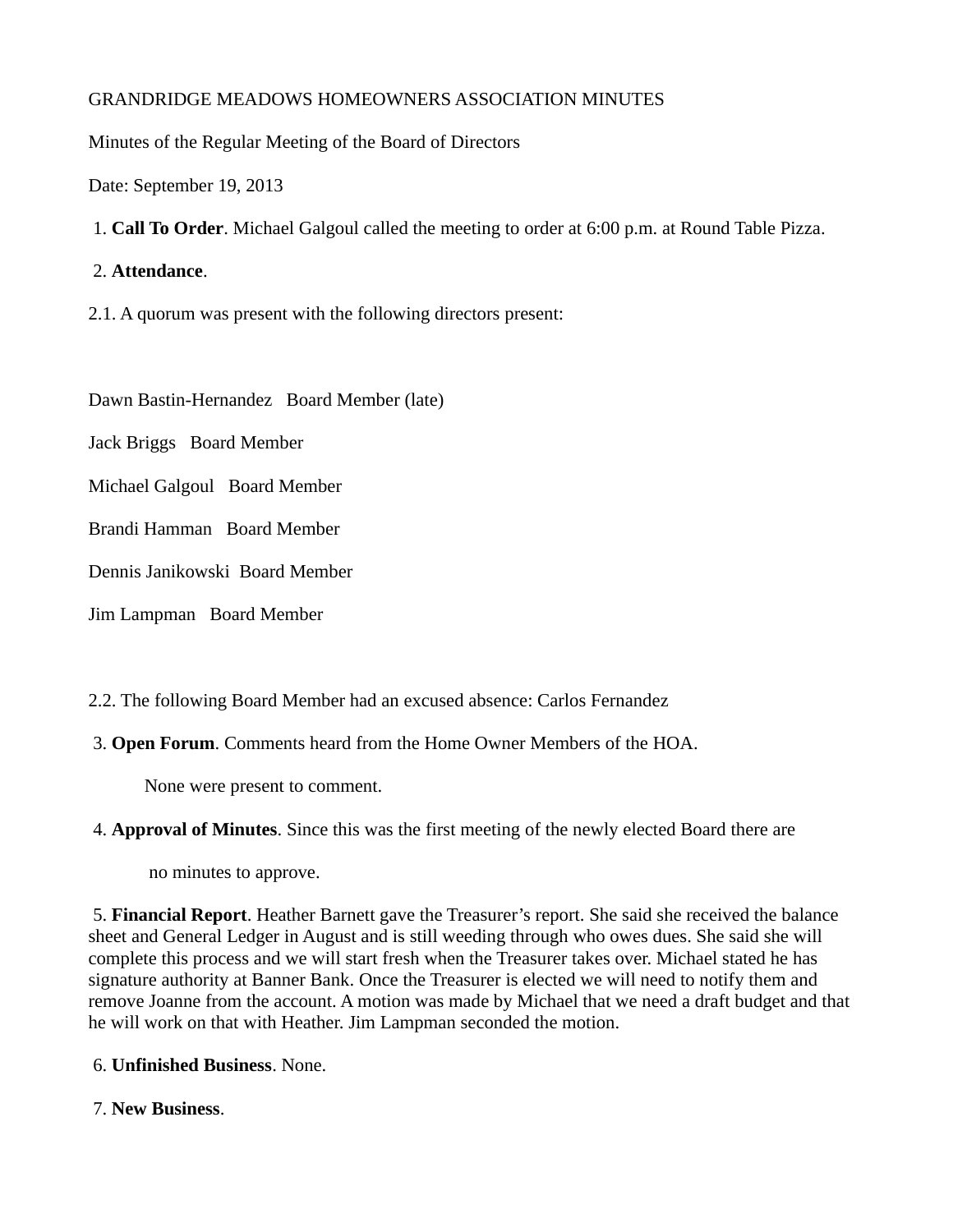GRANDRIDGE MEADOWS HOMEOWNERS ASSOCIATION MINUTES

Minutes of the Regular Meeting of the Board of Directors

Date: September 19, 2013

1. **Call To Order**. Michael Galgoul called the meeting to order at 6:00 p.m. at Round Table Pizza.

2. **Attendance**.

2.1. A quorum was present with the following directors present:

Dawn Bastin-Hernandez   Board Member (late)

Jack Briggs   Board Member

Michael Galgoul   Board Member

Brandi Hamman   Board Member

Dennis Janikowski  Board Member

Jim Lampman   Board Member

2.2. The following Board Member had an excused absence: Carlos Fernandez

3. **Open Forum**. Comments heard from the Home Owner Members of the HOA.

None were present to comment.

4. **Approval of Minutes**. Since this was the first meeting of the newly elected Board there are no minutes to approve.

5. **Financial Report**. Heather Barnett gave the Treasurer's report. She said she received the balance sheet and General Ledger in August and is still weeding through who owes dues. She said she will complete this process and we will start fresh when the Treasurer takes over. Michael stated he has signature authority at Banner Bank. Once the Treasurer is elected we will need to notify them and remove Joanne from the account. A motion was made by Michael that we need a draft budget and that he will work on that with Heather. Jim Lampman seconded the motion.

6. **Unfinished Business**. None.

7. **New Business**.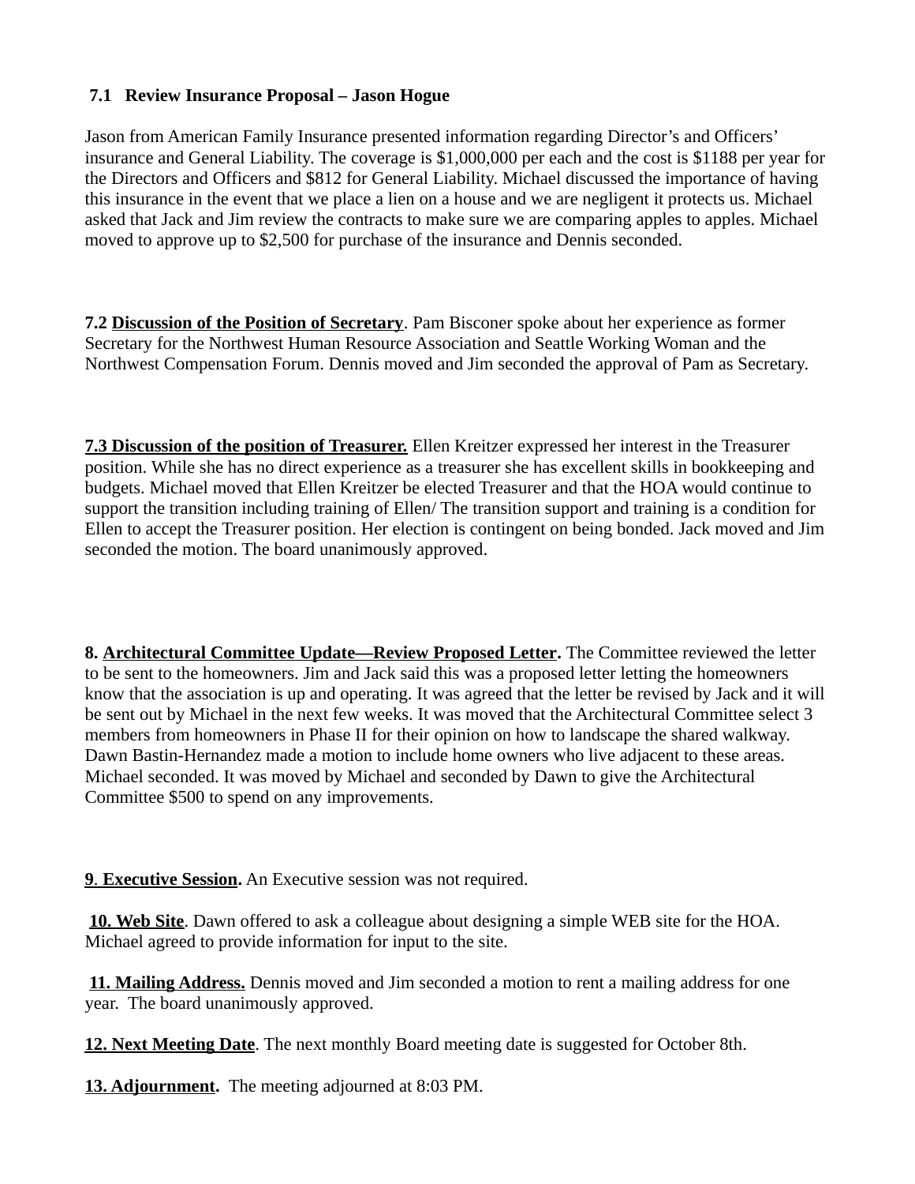**7.1 Review Insurance Proposal – Jason Hogue**

Jason from American Family Insurance presented information regarding Director's and Officers' insurance and General Liability. The coverage is $1,000,000 per each and the cost is $1188 per year for the Directors and Officers and $812 for General Liability. Michael discussed the importance of having this insurance in the event that we place a lien on a house and we are negligent it protects us. Michael asked that Jack and Jim review the contracts to make sure we are comparing apples to apples. Michael moved to approve up to $2,500 for purchase of the insurance and Dennis seconded.

**7.2 Discussion of the Position of Secretary**. Pam Bisconer spoke about her experience as former Secretary for the Northwest Human Resource Association and Seattle Working Woman and the Northwest Compensation Forum. Dennis moved and Jim seconded the approval of Pam as Secretary.

**7.3 Discussion of the position of Treasurer.** Ellen Kreitzer expressed her interest in the Treasurer position. While she has no direct experience as a treasurer she has excellent skills in bookkeeping and budgets. Michael moved that Ellen Kreitzer be elected Treasurer and that the HOA would continue to support the transition including training of Ellen/ The transition support and training is a condition for Ellen to accept the Treasurer position. Her election is contingent on being bonded. Jack moved and Jim seconded the motion. The board unanimously approved.

**8. Architectural Committee Update—Review Proposed Letter.** The Committee reviewed the letter to be sent to the homeowners. Jim and Jack said this was a proposed letter letting the homeowners know that the association is up and operating. It was agreed that the letter be revised by Jack and it will be sent out by Michael in the next few weeks. It was moved that the Architectural Committee select 3 members from homeowners in Phase II for their opinion on how to landscape the shared walkway. Dawn Bastin-Hernandez made a motion to include home owners who live adjacent to these areas. Michael seconded. It was moved by Michael and seconded by Dawn to give the Architectural Committee $500 to spend on any improvements.

**9. Executive Session.** An Executive session was not required.

**10. Web Site**. Dawn offered to ask a colleague about designing a simple WEB site for the HOA. Michael agreed to provide information for input to the site.

**11. Mailing Address.** Dennis moved and Jim seconded a motion to rent a mailing address for one year. The board unanimously approved.

**12. Next Meeting Date**. The next monthly Board meeting date is suggested for October 8th.

**13. Adjournment.** The meeting adjourned at 8:03 PM.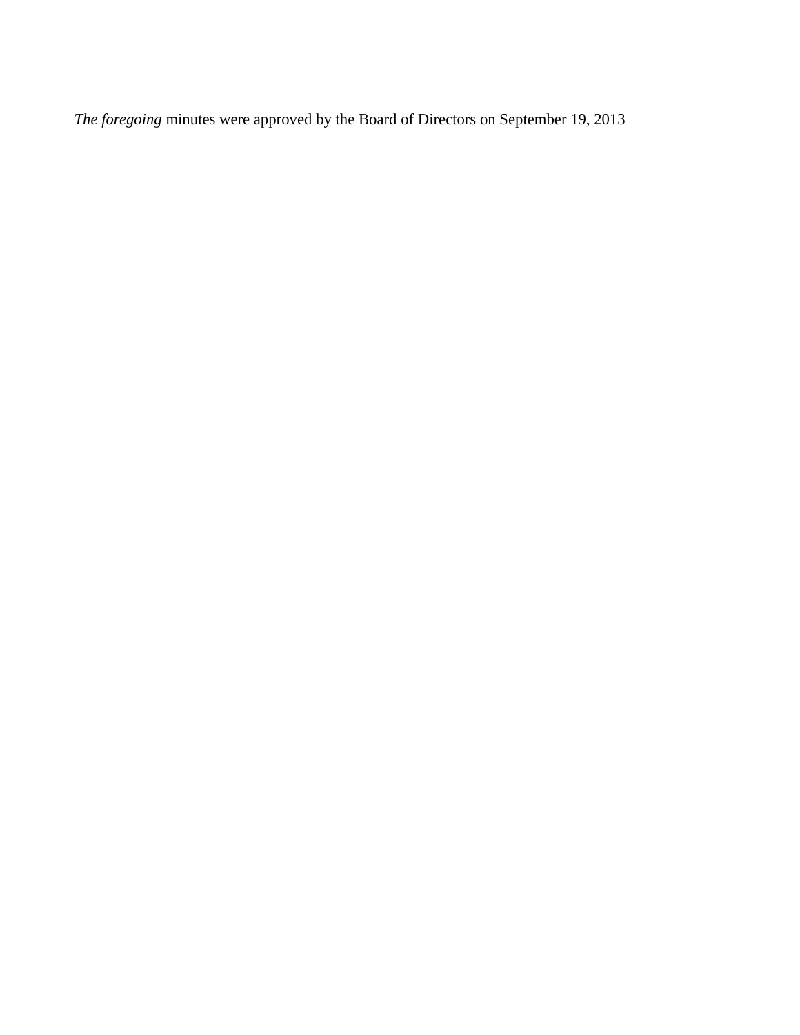*The foregoing* minutes were approved by the Board of Directors on September 19, 2013